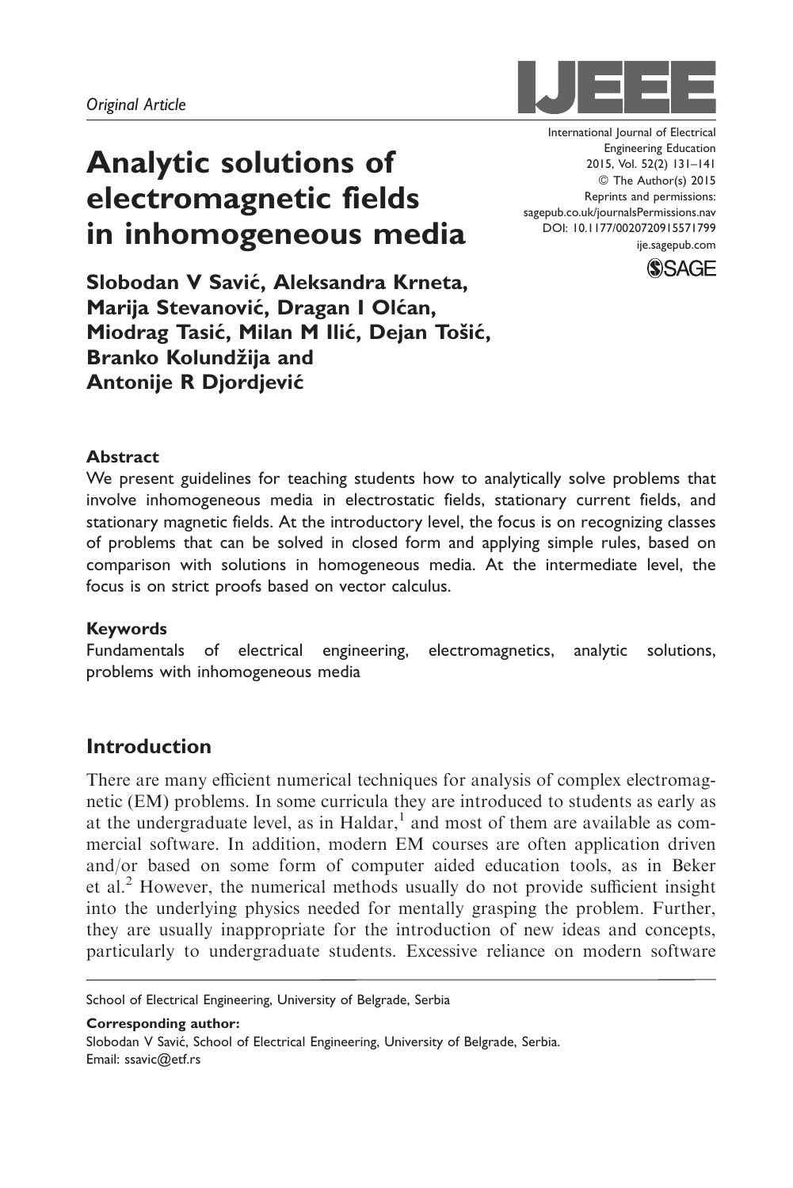*Original Article*

# Analytic solutions of electromagnetic fields in inhomogeneous media

International Journal of Electrical Engineering Education
2015, Vol. 52(2) 131–141
© The Author(s) 2015
Reprints and permissions: sagepub.co.uk/journalsPermissions.nav
DOI: 10.1177/0020720915571799
ije.sagepub.com

**Slobodan V Savić, Aleksandra Krneta, Marija Stevanović, Dragan I Olćan, Miodrag Tasić, Milan M Ilić, Dejan Tošić, Branko Kolundžija and Antonije R Djordjević**

### Abstract

We present guidelines for teaching students how to analytically solve problems that involve inhomogeneous media in electrostatic fields, stationary current fields, and stationary magnetic fields. At the introductory level, the focus is on recognizing classes of problems that can be solved in closed form and applying simple rules, based on comparison with solutions in homogeneous media. At the intermediate level, the focus is on strict proofs based on vector calculus.

### Keywords

Fundamentals of electrical engineering, electromagnetics, analytic solutions, problems with inhomogeneous media

## Introduction

There are many efficient numerical techniques for analysis of complex electromagnetic (EM) problems. In some curricula they are introduced to students as early as at the undergraduate level, as in Haldar,[1] and most of them are available as commercial software. In addition, modern EM courses are often application driven and/or based on some form of computer aided education tools, as in Beker et al.[2] However, the numerical methods usually do not provide sufficient insight into the underlying physics needed for mentally grasping the problem. Further, they are usually inappropriate for the introduction of new ideas and concepts, particularly to undergraduate students. Excessive reliance on modern software

School of Electrical Engineering, University of Belgrade, Serbia

**Corresponding author:**
Slobodan V Savić, School of Electrical Engineering, University of Belgrade, Serbia.
Email: ssavic@etf.rs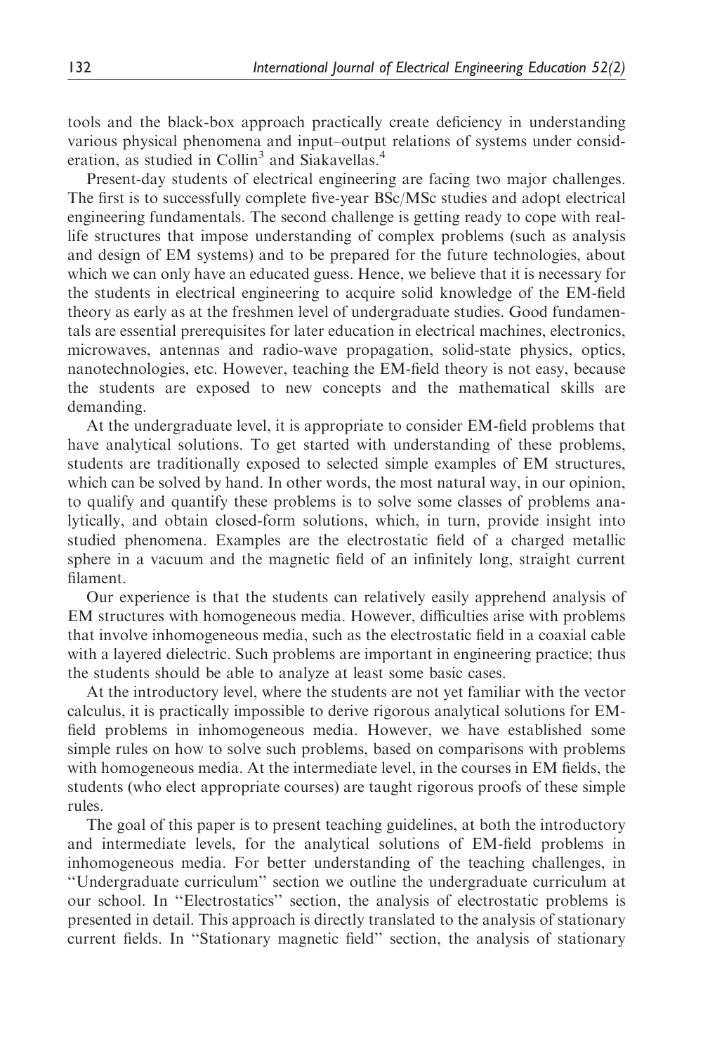tools and the black-box approach practically create deficiency in understanding various physical phenomena and input–output relations of systems under consideration, as studied in Collin[3] and Siakavellas.[4]

Present-day students of electrical engineering are facing two major challenges. The first is to successfully complete five-year BSc/MSc studies and adopt electrical engineering fundamentals. The second challenge is getting ready to cope with real-life structures that impose understanding of complex problems (such as analysis and design of EM systems) and to be prepared for the future technologies, about which we can only have an educated guess. Hence, we believe that it is necessary for the students in electrical engineering to acquire solid knowledge of the EM-field theory as early as at the freshmen level of undergraduate studies. Good fundamentals are essential prerequisites for later education in electrical machines, electronics, microwaves, antennas and radio-wave propagation, solid-state physics, optics, nanotechnologies, etc. However, teaching the EM-field theory is not easy, because the students are exposed to new concepts and the mathematical skills are demanding.

At the undergraduate level, it is appropriate to consider EM-field problems that have analytical solutions. To get started with understanding of these problems, students are traditionally exposed to selected simple examples of EM structures, which can be solved by hand. In other words, the most natural way, in our opinion, to qualify and quantify these problems is to solve some classes of problems analytically, and obtain closed-form solutions, which, in turn, provide insight into studied phenomena. Examples are the electrostatic field of a charged metallic sphere in a vacuum and the magnetic field of an infinitely long, straight current filament.

Our experience is that the students can relatively easily apprehend analysis of EM structures with homogeneous media. However, difficulties arise with problems that involve inhomogeneous media, such as the electrostatic field in a coaxial cable with a layered dielectric. Such problems are important in engineering practice; thus the students should be able to analyze at least some basic cases.

At the introductory level, where the students are not yet familiar with the vector calculus, it is practically impossible to derive rigorous analytical solutions for EM-field problems in inhomogeneous media. However, we have established some simple rules on how to solve such problems, based on comparisons with problems with homogeneous media. At the intermediate level, in the courses in EM fields, the students (who elect appropriate courses) are taught rigorous proofs of these simple rules.

The goal of this paper is to present teaching guidelines, at both the introductory and intermediate levels, for the analytical solutions of EM-field problems in inhomogeneous media. For better understanding of the teaching challenges, in "Undergraduate curriculum" section we outline the undergraduate curriculum at our school. In "Electrostatics" section, the analysis of electrostatic problems is presented in detail. This approach is directly translated to the analysis of stationary current fields. In "Stationary magnetic field" section, the analysis of stationary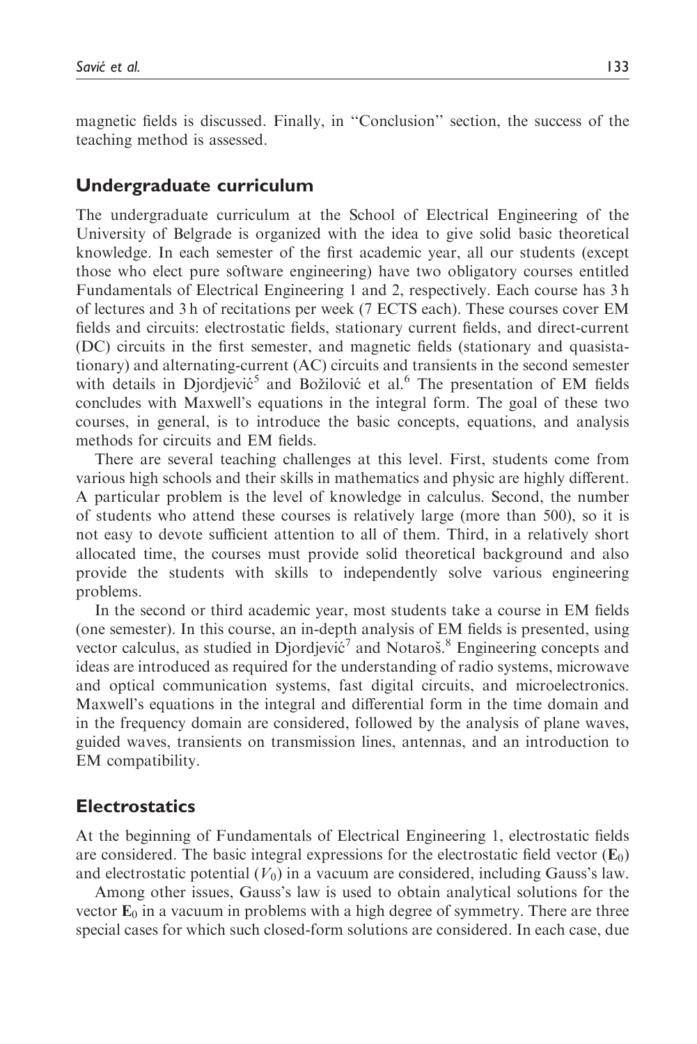magnetic fields is discussed. Finally, in "Conclusion" section, the success of the teaching method is assessed.

## Undergraduate curriculum

The undergraduate curriculum at the School of Electrical Engineering of the University of Belgrade is organized with the idea to give solid basic theoretical knowledge. In each semester of the first academic year, all our students (except those who elect pure software engineering) have two obligatory courses entitled Fundamentals of Electrical Engineering 1 and 2, respectively. Each course has 3 h of lectures and 3 h of recitations per week (7 ECTS each). These courses cover EM fields and circuits: electrostatic fields, stationary current fields, and direct-current (DC) circuits in the first semester, and magnetic fields (stationary and quasistationary) and alternating-current (AC) circuits and transients in the second semester with details in Djordjević[5] and Božilović et al.[6] The presentation of EM fields concludes with Maxwell's equations in the integral form. The goal of these two courses, in general, is to introduce the basic concepts, equations, and analysis methods for circuits and EM fields.

There are several teaching challenges at this level. First, students come from various high schools and their skills in mathematics and physic are highly different. A particular problem is the level of knowledge in calculus. Second, the number of students who attend these courses is relatively large (more than 500), so it is not easy to devote sufficient attention to all of them. Third, in a relatively short allocated time, the courses must provide solid theoretical background and also provide the students with skills to independently solve various engineering problems.

In the second or third academic year, most students take a course in EM fields (one semester). In this course, an in-depth analysis of EM fields is presented, using vector calculus, as studied in Djordjević[7] and Notaroš.[8] Engineering concepts and ideas are introduced as required for the understanding of radio systems, microwave and optical communication systems, fast digital circuits, and microelectronics. Maxwell's equations in the integral and differential form in the time domain and in the frequency domain are considered, followed by the analysis of plane waves, guided waves, transients on transmission lines, antennas, and an introduction to EM compatibility.

## Electrostatics

At the beginning of Fundamentals of Electrical Engineering 1, electrostatic fields are considered. The basic integral expressions for the electrostatic field vector ($\mathbf{E}_0$) and electrostatic potential ($V_0$) in a vacuum are considered, including Gauss's law.

Among other issues, Gauss's law is used to obtain analytical solutions for the vector $\mathbf{E}_0$ in a vacuum in problems with a high degree of symmetry. There are three special cases for which such closed-form solutions are considered. In each case, due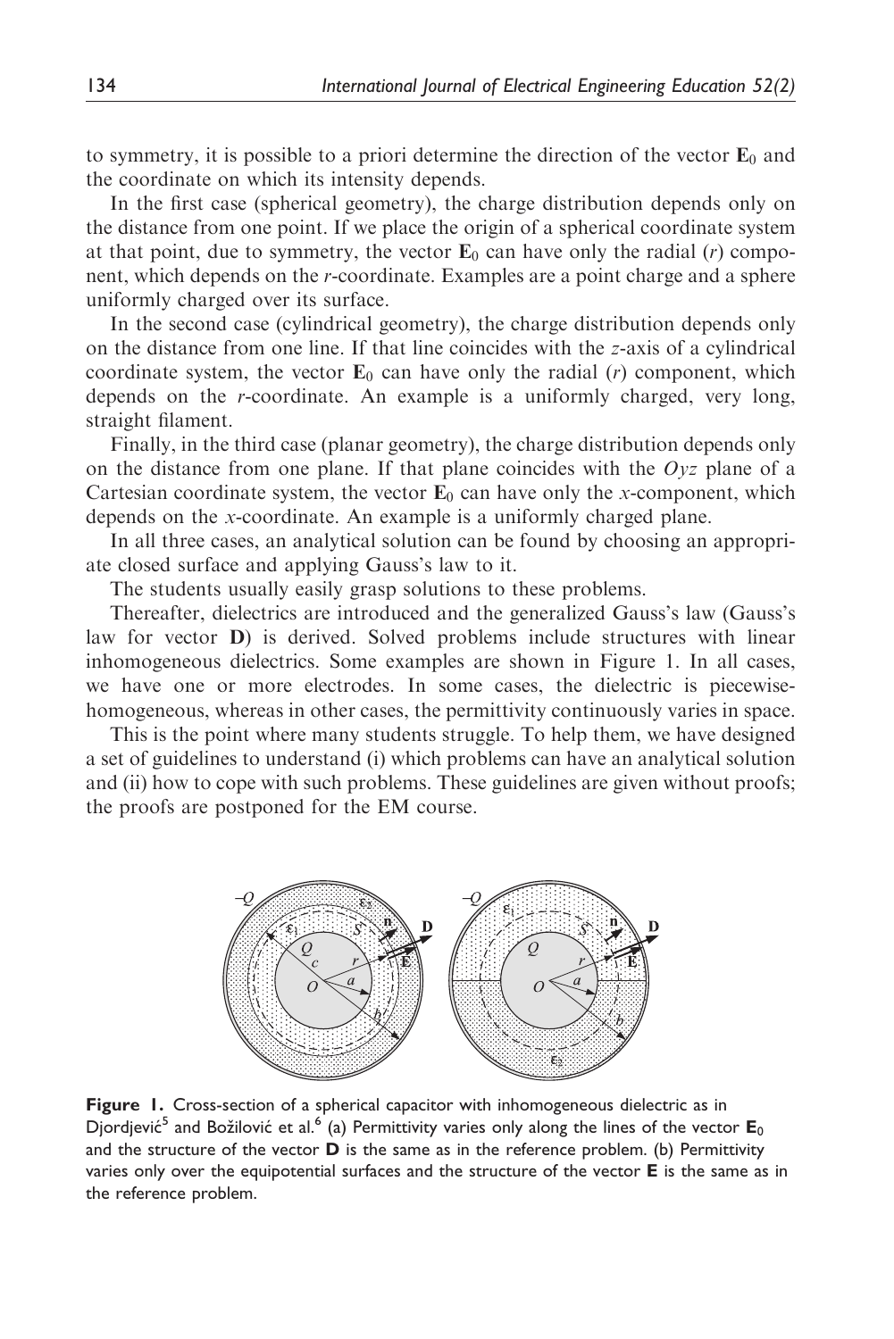to symmetry, it is possible to a priori determine the direction of the vector $\mathbf{E}_0$ and the coordinate on which its intensity depends.

In the first case (spherical geometry), the charge distribution depends only on the distance from one point. If we place the origin of a spherical coordinate system at that point, due to symmetry, the vector $\mathbf{E}_0$ can have only the radial ($r$) component, which depends on the $r$-coordinate. Examples are a point charge and a sphere uniformly charged over its surface.

In the second case (cylindrical geometry), the charge distribution depends only on the distance from one line. If that line coincides with the $z$-axis of a cylindrical coordinate system, the vector $\mathbf{E}_0$ can have only the radial ($r$) component, which depends on the $r$-coordinate. An example is a uniformly charged, very long, straight filament.

Finally, in the third case (planar geometry), the charge distribution depends only on the distance from one plane. If that plane coincides with the $Oyz$ plane of a Cartesian coordinate system, the vector $\mathbf{E}_0$ can have only the $x$-component, which depends on the $x$-coordinate. An example is a uniformly charged plane.

In all three cases, an analytical solution can be found by choosing an appropriate closed surface and applying Gauss's law to it.

The students usually easily grasp solutions to these problems.

Thereafter, dielectrics are introduced and the generalized Gauss's law (Gauss's law for vector **D**) is derived. Solved problems include structures with linear inhomogeneous dielectrics. Some examples are shown in Figure 1. In all cases, we have one or more electrodes. In some cases, the dielectric is piecewise-homogeneous, whereas in other cases, the permittivity continuously varies in space.

This is the point where many students struggle. To help them, we have designed a set of guidelines to understand (i) which problems can have an analytical solution and (ii) how to cope with such problems. These guidelines are given without proofs; the proofs are postponed for the EM course.

**Figure 1.** Cross-section of a spherical capacitor with inhomogeneous dielectric as in Djordjević[5] and Božilović et al.[6] (a) Permittivity varies only along the lines of the vector $\mathbf{E}_0$ and the structure of the vector **D** is the same as in the reference problem. (b) Permittivity varies only over the equipotential surfaces and the structure of the vector **E** is the same as in the reference problem.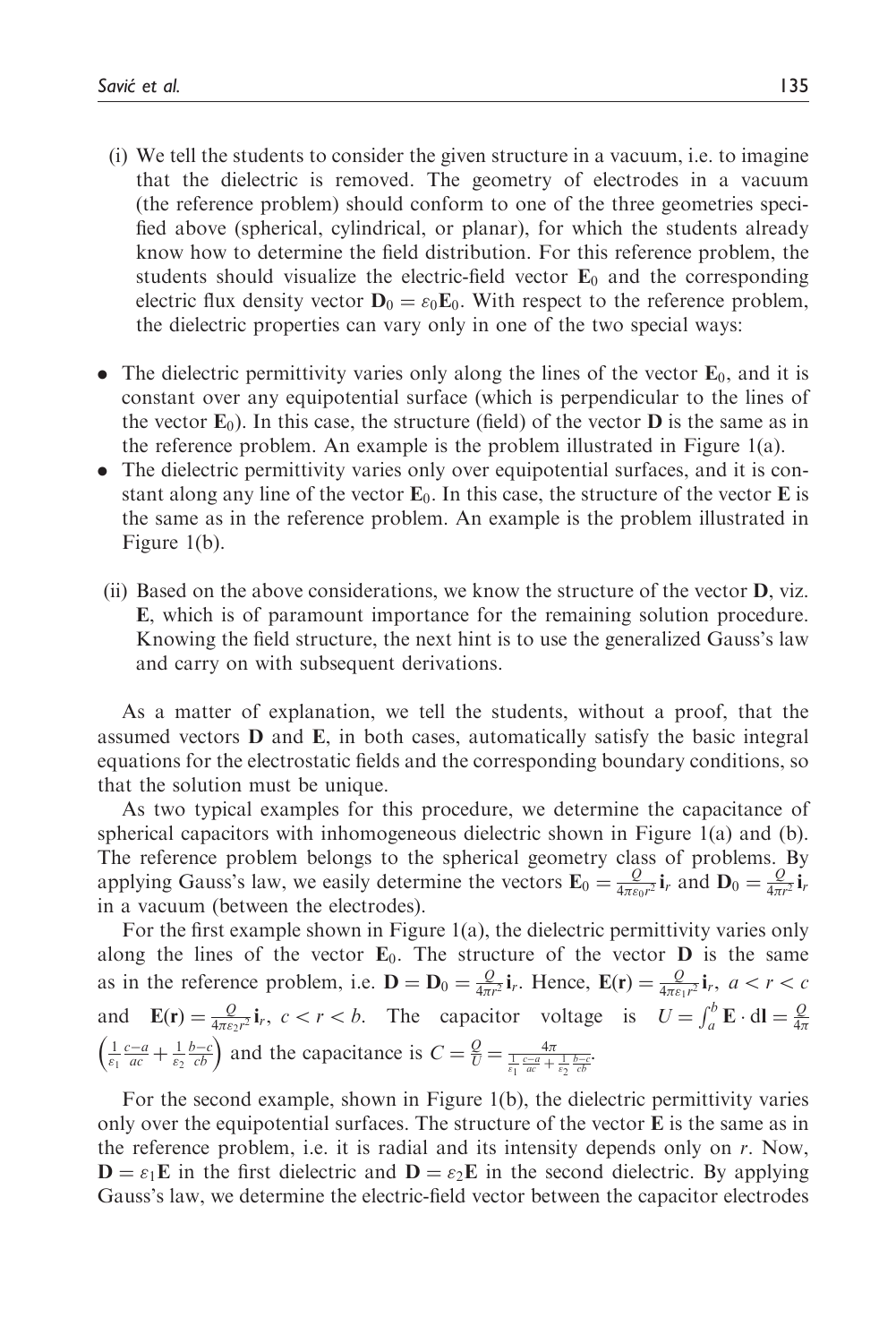(i) We tell the students to consider the given structure in a vacuum, i.e. to imagine that the dielectric is removed. The geometry of electrodes in a vacuum (the reference problem) should conform to one of the three geometries specified above (spherical, cylindrical, or planar), for which the students already know how to determine the field distribution. For this reference problem, the students should visualize the electric-field vector $\mathbf{E}_0$ and the corresponding electric flux density vector $\mathbf{D}_0 = \varepsilon_0 \mathbf{E}_0$. With respect to the reference problem, the dielectric properties can vary only in one of the two special ways:

- The dielectric permittivity varies only along the lines of the vector $\mathbf{E}_0$, and it is constant over any equipotential surface (which is perpendicular to the lines of the vector $\mathbf{E}_0$). In this case, the structure (field) of the vector $\mathbf{D}$ is the same as in the reference problem. An example is the problem illustrated in Figure 1(a).
- The dielectric permittivity varies only over equipotential surfaces, and it is constant along any line of the vector $\mathbf{E}_0$. In this case, the structure of the vector $\mathbf{E}$ is the same as in the reference problem. An example is the problem illustrated in Figure 1(b).

(ii) Based on the above considerations, we know the structure of the vector $\mathbf{D}$, viz. $\mathbf{E}$, which is of paramount importance for the remaining solution procedure. Knowing the field structure, the next hint is to use the generalized Gauss's law and carry on with subsequent derivations.

As a matter of explanation, we tell the students, without a proof, that the assumed vectors $\mathbf{D}$ and $\mathbf{E}$, in both cases, automatically satisfy the basic integral equations for the electrostatic fields and the corresponding boundary conditions, so that the solution must be unique.

As two typical examples for this procedure, we determine the capacitance of spherical capacitors with inhomogeneous dielectric shown in Figure 1(a) and (b). The reference problem belongs to the spherical geometry class of problems. By applying Gauss's law, we easily determine the vectors $\mathbf{E}_0 = \frac{Q}{4\pi\varepsilon_0 r^2}\mathbf{i}_r$ and $\mathbf{D}_0 = \frac{Q}{4\pi r^2}\mathbf{i}_r$ in a vacuum (between the electrodes).

For the first example shown in Figure 1(a), the dielectric permittivity varies only along the lines of the vector $\mathbf{E}_0$. The structure of the vector $\mathbf{D}$ is the same as in the reference problem, i.e. $\mathbf{D} = \mathbf{D}_0 = \frac{Q}{4\pi r^2}\mathbf{i}_r$. Hence, $\mathbf{E}(\mathbf{r}) = \frac{Q}{4\pi\varepsilon_1 r^2}\mathbf{i}_r,\ a < r < c$ and $\mathbf{E}(\mathbf{r}) = \frac{Q}{4\pi\varepsilon_2 r^2}\mathbf{i}_r,\ c < r < b$. The capacitor voltage is $U = \int_a^b \mathbf{E} \cdot \mathrm{d}\mathbf{l} = \frac{Q}{4\pi}\left(\frac{1}{\varepsilon_1}\frac{c-a}{ac} + \frac{1}{\varepsilon_2}\frac{b-c}{cb}\right)$ and the capacitance is $C = \frac{Q}{U} = \frac{4\pi}{\frac{1}{\varepsilon_1}\frac{c-a}{ac} + \frac{1}{\varepsilon_2}\frac{b-c}{cb}}$.

For the second example, shown in Figure 1(b), the dielectric permittivity varies only over the equipotential surfaces. The structure of the vector $\mathbf{E}$ is the same as in the reference problem, i.e. it is radial and its intensity depends only on $r$. Now, $\mathbf{D} = \varepsilon_1 \mathbf{E}$ in the first dielectric and $\mathbf{D} = \varepsilon_2 \mathbf{E}$ in the second dielectric. By applying Gauss's law, we determine the electric-field vector between the capacitor electrodes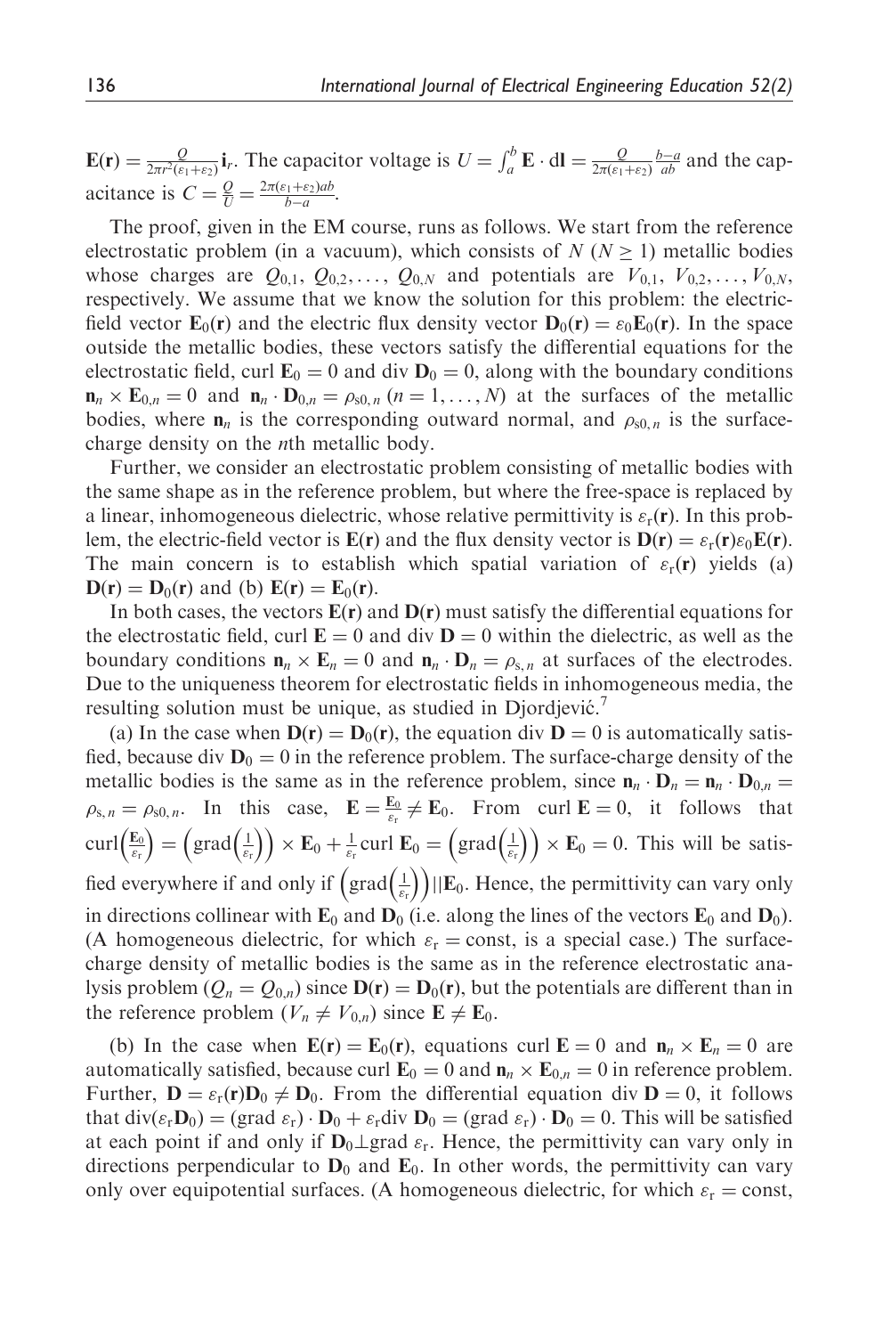$\mathbf{E}(\mathbf{r}) = \frac{Q}{2\pi r^2(\varepsilon_1+\varepsilon_2)}\mathbf{i}_r$. The capacitor voltage is $U = \int_a^b \mathbf{E} \cdot \mathrm{d}\mathbf{l} = \frac{Q}{2\pi(\varepsilon_1+\varepsilon_2)} \frac{b-a}{ab}$ and the capacitance is $C = \frac{Q}{U} = \frac{2\pi(\varepsilon_1+\varepsilon_2)ab}{b-a}$.

The proof, given in the EM course, runs as follows. We start from the reference electrostatic problem (in a vacuum), which consists of $N$ ($N \geq 1$) metallic bodies whose charges are $Q_{0,1}, Q_{0,2}, \ldots, Q_{0,N}$ and potentials are $V_{0,1}, V_{0,2}, \ldots, V_{0,N}$, respectively. We assume that we know the solution for this problem: the electric-field vector $\mathbf{E}_0(\mathbf{r})$ and the electric flux density vector $\mathbf{D}_0(\mathbf{r}) = \varepsilon_0\mathbf{E}_0(\mathbf{r})$. In the space outside the metallic bodies, these vectors satisfy the differential equations for the electrostatic field, curl $\mathbf{E}_0 = 0$ and div $\mathbf{D}_0 = 0$, along with the boundary conditions $\mathbf{n}_n \times \mathbf{E}_{0,n} = 0$ and $\mathbf{n}_n \cdot \mathbf{D}_{0,n} = \rho_{s0,\,n}$ ($n = 1, \ldots, N$) at the surfaces of the metallic bodies, where $\mathbf{n}_n$ is the corresponding outward normal, and $\rho_{s0,\,n}$ is the surface-charge density on the $n$th metallic body.

Further, we consider an electrostatic problem consisting of metallic bodies with the same shape as in the reference problem, but where the free-space is replaced by a linear, inhomogeneous dielectric, whose relative permittivity is $\varepsilon_r(\mathbf{r})$. In this problem, the electric-field vector is $\mathbf{E}(\mathbf{r})$ and the flux density vector is $\mathbf{D}(\mathbf{r}) = \varepsilon_r(\mathbf{r})\varepsilon_0\mathbf{E}(\mathbf{r})$. The main concern is to establish which spatial variation of $\varepsilon_r(\mathbf{r})$ yields (a) $\mathbf{D}(\mathbf{r}) = \mathbf{D}_0(\mathbf{r})$ and (b) $\mathbf{E}(\mathbf{r}) = \mathbf{E}_0(\mathbf{r})$.

In both cases, the vectors $\mathbf{E}(\mathbf{r})$ and $\mathbf{D}(\mathbf{r})$ must satisfy the differential equations for the electrostatic field, curl $\mathbf{E} = 0$ and div $\mathbf{D} = 0$ within the dielectric, as well as the boundary conditions $\mathbf{n}_n \times \mathbf{E}_n = 0$ and $\mathbf{n}_n \cdot \mathbf{D}_n = \rho_{s,\,n}$ at surfaces of the electrodes. Due to the uniqueness theorem for electrostatic fields in inhomogeneous media, the resulting solution must be unique, as studied in Djordjević.[7]

(a) In the case when $\mathbf{D}(\mathbf{r}) = \mathbf{D}_0(\mathbf{r})$, the equation div $\mathbf{D} = 0$ is automatically satisfied, because div $\mathbf{D}_0 = 0$ in the reference problem. The surface-charge density of the metallic bodies is the same as in the reference problem, since $\mathbf{n}_n \cdot \mathbf{D}_n = \mathbf{n}_n \cdot \mathbf{D}_{0,n} = \rho_{s,\,n} = \rho_{s0,\,n}$. In this case, $\mathbf{E} = \frac{\mathbf{E}_0}{\varepsilon_r} \neq \mathbf{E}_0$. From curl $\mathbf{E} = 0$, it follows that $\mathrm{curl}\left(\frac{\mathbf{E}_0}{\varepsilon_r}\right) = \left(\mathrm{grad}\left(\frac{1}{\varepsilon_r}\right)\right) \times \mathbf{E}_0 + \frac{1}{\varepsilon_r}\mathrm{curl}\,\mathbf{E}_0 = \left(\mathrm{grad}\left(\frac{1}{\varepsilon_r}\right)\right) \times \mathbf{E}_0 = 0$. This will be satisfied everywhere if and only if $\left(\mathrm{grad}\left(\frac{1}{\varepsilon_r}\right)\right) || \mathbf{E}_0$. Hence, the permittivity can vary only in directions collinear with $\mathbf{E}_0$ and $\mathbf{D}_0$ (i.e. along the lines of the vectors $\mathbf{E}_0$ and $\mathbf{D}_0$). (A homogeneous dielectric, for which $\varepsilon_r = \mathrm{const}$, is a special case.) The surface-charge density of metallic bodies is the same as in the reference electrostatic analysis problem ($Q_n = Q_{0,n}$) since $\mathbf{D}(\mathbf{r}) = \mathbf{D}_0(\mathbf{r})$, but the potentials are different than in the reference problem ($V_n \neq V_{0,n}$) since $\mathbf{E} \neq \mathbf{E}_0$.

(b) In the case when $\mathbf{E}(\mathbf{r}) = \mathbf{E}_0(\mathbf{r})$, equations curl $\mathbf{E} = 0$ and $\mathbf{n}_n \times \mathbf{E}_n = 0$ are automatically satisfied, because curl $\mathbf{E}_0 = 0$ and $\mathbf{n}_n \times \mathbf{E}_{0,n} = 0$ in reference problem. Further, $\mathbf{D} = \varepsilon_r(\mathbf{r})\mathbf{D}_0 \neq \mathbf{D}_0$. From the differential equation div $\mathbf{D} = 0$, it follows that $\mathrm{div}(\varepsilon_r\mathbf{D}_0) = (\mathrm{grad}\ \varepsilon_r) \cdot \mathbf{D}_0 + \varepsilon_r \mathrm{div}\ \mathbf{D}_0 = (\mathrm{grad}\ \varepsilon_r) \cdot \mathbf{D}_0 = 0$. This will be satisfied at each point if and only if $\mathbf{D}_0 \perp \mathrm{grad}\ \varepsilon_r$. Hence, the permittivity can vary only in directions perpendicular to $\mathbf{D}_0$ and $\mathbf{E}_0$. In other words, the permittivity can vary only over equipotential surfaces. (A homogeneous dielectric, for which $\varepsilon_r = \mathrm{const}$,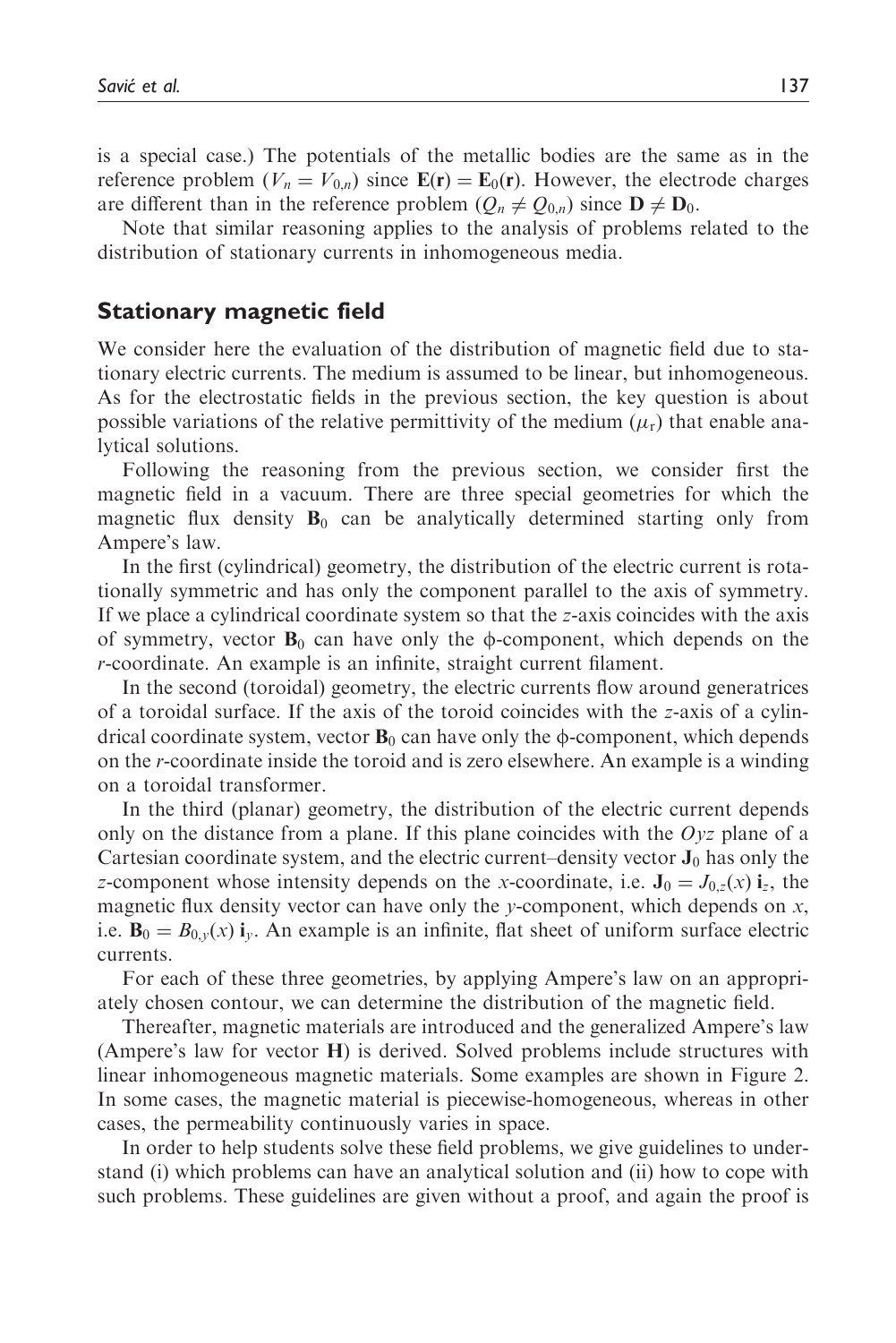is a special case.) The potentials of the metallic bodies are the same as in the reference problem ($V_n = V_{0,n}$) since $\mathbf{E}(\mathbf{r}) = \mathbf{E}_0(\mathbf{r})$. However, the electrode charges are different than in the reference problem ($Q_n \neq Q_{0,n}$) since $\mathbf{D} \neq \mathbf{D}_0$.

Note that similar reasoning applies to the analysis of problems related to the distribution of stationary currents in inhomogeneous media.

## Stationary magnetic field

We consider here the evaluation of the distribution of magnetic field due to stationary electric currents. The medium is assumed to be linear, but inhomogeneous. As for the electrostatic fields in the previous section, the key question is about possible variations of the relative permittivity of the medium ($\mu_r$) that enable analytical solutions.

Following the reasoning from the previous section, we consider first the magnetic field in a vacuum. There are three special geometries for which the magnetic flux density $\mathbf{B}_0$ can be analytically determined starting only from Ampere's law.

In the first (cylindrical) geometry, the distribution of the electric current is rotationally symmetric and has only the component parallel to the axis of symmetry. If we place a cylindrical coordinate system so that the $z$-axis coincides with the axis of symmetry, vector $\mathbf{B}_0$ can have only the $\phi$-component, which depends on the $r$-coordinate. An example is an infinite, straight current filament.

In the second (toroidal) geometry, the electric currents flow around generatrices of a toroidal surface. If the axis of the toroid coincides with the $z$-axis of a cylindrical coordinate system, vector $\mathbf{B}_0$ can have only the $\phi$-component, which depends on the $r$-coordinate inside the toroid and is zero elsewhere. An example is a winding on a toroidal transformer.

In the third (planar) geometry, the distribution of the electric current depends only on the distance from a plane. If this plane coincides with the $Oyz$ plane of a Cartesian coordinate system, and the electric current–density vector $\mathbf{J}_0$ has only the $z$-component whose intensity depends on the $x$-coordinate, i.e. $\mathbf{J}_0 = J_{0,z}(x)\,\mathbf{i}_z$, the magnetic flux density vector can have only the $y$-component, which depends on $x$, i.e. $\mathbf{B}_0 = B_{0,y}(x)\,\mathbf{i}_y$. An example is an infinite, flat sheet of uniform surface electric currents.

For each of these three geometries, by applying Ampere's law on an appropriately chosen contour, we can determine the distribution of the magnetic field.

Thereafter, magnetic materials are introduced and the generalized Ampere's law (Ampere's law for vector $\mathbf{H}$) is derived. Solved problems include structures with linear inhomogeneous magnetic materials. Some examples are shown in Figure 2. In some cases, the magnetic material is piecewise-homogeneous, whereas in other cases, the permeability continuously varies in space.

In order to help students solve these field problems, we give guidelines to understand (i) which problems can have an analytical solution and (ii) how to cope with such problems. These guidelines are given without a proof, and again the proof is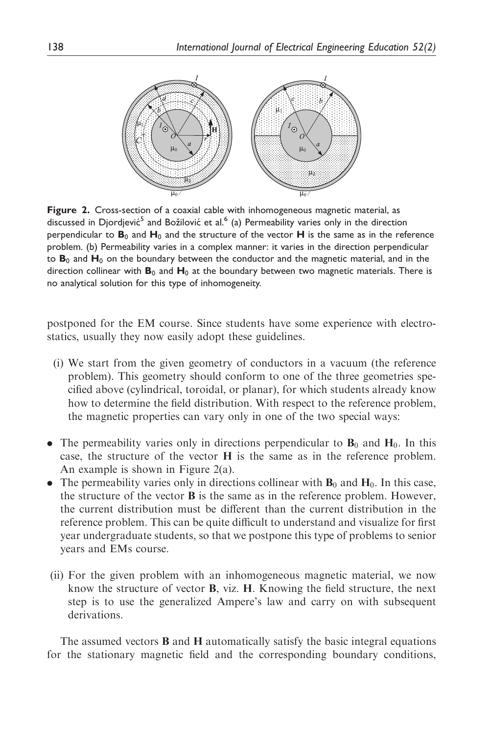**Figure 2.** Cross-section of a coaxial cable with inhomogeneous magnetic material, as discussed in Djordjević[5] and Božilović et al.[6] (a) Permeability varies only in the direction perpendicular to $\mathbf{B}_0$ and $\mathbf{H}_0$ and the structure of the vector $\mathbf{H}$ is the same as in the reference problem. (b) Permeability varies in a complex manner: it varies in the direction perpendicular to $\mathbf{B}_0$ and $\mathbf{H}_0$ on the boundary between the conductor and the magnetic material, and in the direction collinear with $\mathbf{B}_0$ and $\mathbf{H}_0$ at the boundary between two magnetic materials. There is no analytical solution for this type of inhomogeneity.

postponed for the EM course. Since students have some experience with electrostatics, usually they now easily adopt these guidelines.

(i) We start from the given geometry of conductors in a vacuum (the reference problem). This geometry should conform to one of the three geometries specified above (cylindrical, toroidal, or planar), for which students already know how to determine the field distribution. With respect to the reference problem, the magnetic properties can vary only in one of the two special ways:

- The permeability varies only in directions perpendicular to $\mathbf{B}_0$ and $\mathbf{H}_0$. In this case, the structure of the vector $\mathbf{H}$ is the same as in the reference problem. An example is shown in Figure 2(a).
- The permeability varies only in directions collinear with $\mathbf{B}_0$ and $\mathbf{H}_0$. In this case, the structure of the vector $\mathbf{B}$ is the same as in the reference problem. However, the current distribution must be different than the current distribution in the reference problem. This can be quite difficult to understand and visualize for first year undergraduate students, so that we postpone this type of problems to senior years and EMs course.

(ii) For the given problem with an inhomogeneous magnetic material, we now know the structure of vector $\mathbf{B}$, viz. $\mathbf{H}$. Knowing the field structure, the next step is to use the generalized Ampere's law and carry on with subsequent derivations.

The assumed vectors $\mathbf{B}$ and $\mathbf{H}$ automatically satisfy the basic integral equations for the stationary magnetic field and the corresponding boundary conditions,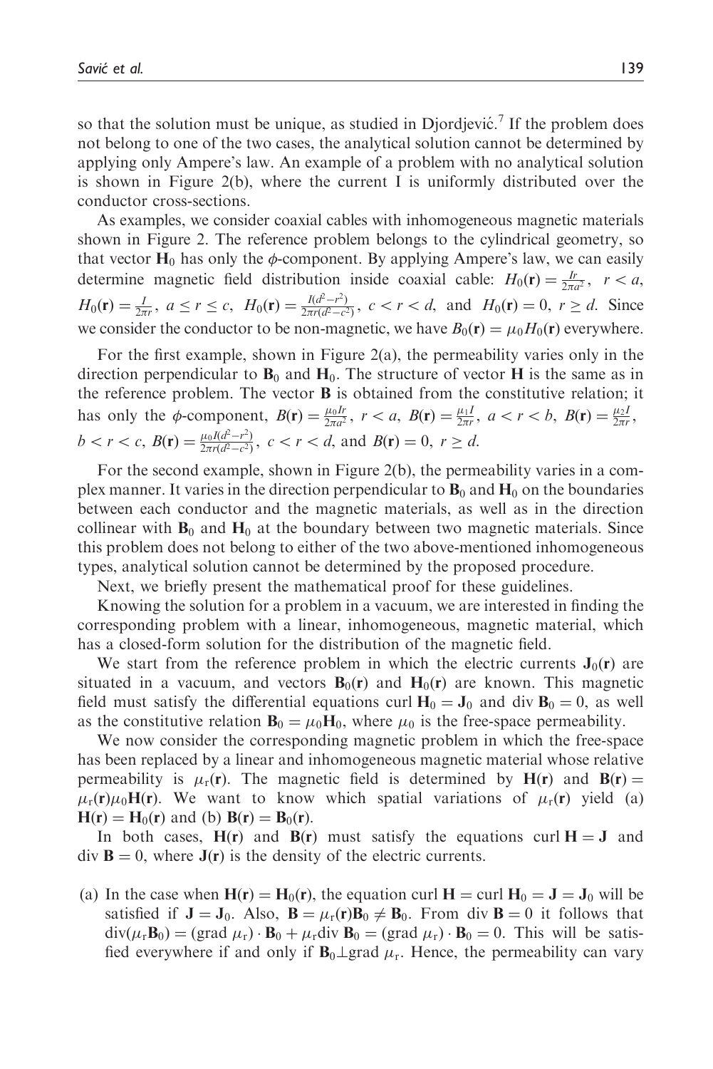so that the solution must be unique, as studied in Djordjević.[7] If the problem does not belong to one of the two cases, the analytical solution cannot be determined by applying only Ampere's law. An example of a problem with no analytical solution is shown in Figure 2(b), where the current I is uniformly distributed over the conductor cross-sections.

As examples, we consider coaxial cables with inhomogeneous magnetic materials shown in Figure 2. The reference problem belongs to the cylindrical geometry, so that vector $\mathbf{H}_0$ has only the $\phi$-component. By applying Ampere's law, we can easily determine magnetic field distribution inside coaxial cable: $H_0(\mathbf{r}) = \frac{Ir}{2\pi a^2}$, $r < a$, $H_0(\mathbf{r}) = \frac{I}{2\pi r}$, $a \leq r \leq c$, $H_0(\mathbf{r}) = \frac{I(d^2 - r^2)}{2\pi r(d^2 - c^2)}$, $c < r < d$, and $H_0(\mathbf{r}) = 0$, $r \geq d$. Since we consider the conductor to be non-magnetic, we have $B_0(\mathbf{r}) = \mu_0 H_0(\mathbf{r})$ everywhere.

For the first example, shown in Figure 2(a), the permeability varies only in the direction perpendicular to $\mathbf{B}_0$ and $\mathbf{H}_0$. The structure of vector $\mathbf{H}$ is the same as in the reference problem. The vector $\mathbf{B}$ is obtained from the constitutive relation; it has only the $\phi$-component, $B(\mathbf{r}) = \frac{\mu_0 Ir}{2\pi a^2}$, $r < a$, $B(\mathbf{r}) = \frac{\mu_1 I}{2\pi r}$, $a < r < b$, $B(\mathbf{r}) = \frac{\mu_2 I}{2\pi r}$, $b < r < c$, $B(\mathbf{r}) = \frac{\mu_0 I(d^2 - r^2)}{2\pi r(d^2 - c^2)}$, $c < r < d$, and $B(\mathbf{r}) = 0$, $r \geq d$.

For the second example, shown in Figure 2(b), the permeability varies in a complex manner. It varies in the direction perpendicular to $\mathbf{B}_0$ and $\mathbf{H}_0$ on the boundaries between each conductor and the magnetic materials, as well as in the direction collinear with $\mathbf{B}_0$ and $\mathbf{H}_0$ at the boundary between two magnetic materials. Since this problem does not belong to either of the two above-mentioned inhomogeneous types, analytical solution cannot be determined by the proposed procedure.

Next, we briefly present the mathematical proof for these guidelines.

Knowing the solution for a problem in a vacuum, we are interested in finding the corresponding problem with a linear, inhomogeneous, magnetic material, which has a closed-form solution for the distribution of the magnetic field.

We start from the reference problem in which the electric currents $\mathbf{J}_0(\mathbf{r})$ are situated in a vacuum, and vectors $\mathbf{B}_0(\mathbf{r})$ and $\mathbf{H}_0(\mathbf{r})$ are known. This magnetic field must satisfy the differential equations $\text{curl}\,\mathbf{H}_0 = \mathbf{J}_0$ and $\text{div}\,\mathbf{B}_0 = 0$, as well as the constitutive relation $\mathbf{B}_0 = \mu_0 \mathbf{H}_0$, where $\mu_0$ is the free-space permeability.

We now consider the corresponding magnetic problem in which the free-space has been replaced by a linear and inhomogeneous magnetic material whose relative permeability is $\mu_r(\mathbf{r})$. The magnetic field is determined by $\mathbf{H}(\mathbf{r})$ and $\mathbf{B}(\mathbf{r}) = \mu_r(\mathbf{r})\mu_0\mathbf{H}(\mathbf{r})$. We want to know which spatial variations of $\mu_r(\mathbf{r})$ yield (a) $\mathbf{H}(\mathbf{r}) = \mathbf{H}_0(\mathbf{r})$ and (b) $\mathbf{B}(\mathbf{r}) = \mathbf{B}_0(\mathbf{r})$.

In both cases, $\mathbf{H}(\mathbf{r})$ and $\mathbf{B}(\mathbf{r})$ must satisfy the equations $\text{curl}\,\mathbf{H} = \mathbf{J}$ and $\text{div}\,\mathbf{B} = 0$, where $\mathbf{J}(\mathbf{r})$ is the density of the electric currents.

(a) In the case when $\mathbf{H}(\mathbf{r}) = \mathbf{H}_0(\mathbf{r})$, the equation $\text{curl}\,\mathbf{H} = \text{curl}\,\mathbf{H}_0 = \mathbf{J} = \mathbf{J}_0$ will be satisfied if $\mathbf{J} = \mathbf{J}_0$. Also, $\mathbf{B} = \mu_r(\mathbf{r})\mathbf{B}_0 \neq \mathbf{B}_0$. From $\text{div}\,\mathbf{B} = 0$ it follows that $\text{div}(\mu_r \mathbf{B}_0) = (\text{grad}\,\mu_r) \cdot \mathbf{B}_0 + \mu_r \text{div}\,\mathbf{B}_0 = (\text{grad}\,\mu_r) \cdot \mathbf{B}_0 = 0$. This will be satisfied everywhere if and only if $\mathbf{B}_0 \perp \text{grad}\,\mu_r$. Hence, the permeability can vary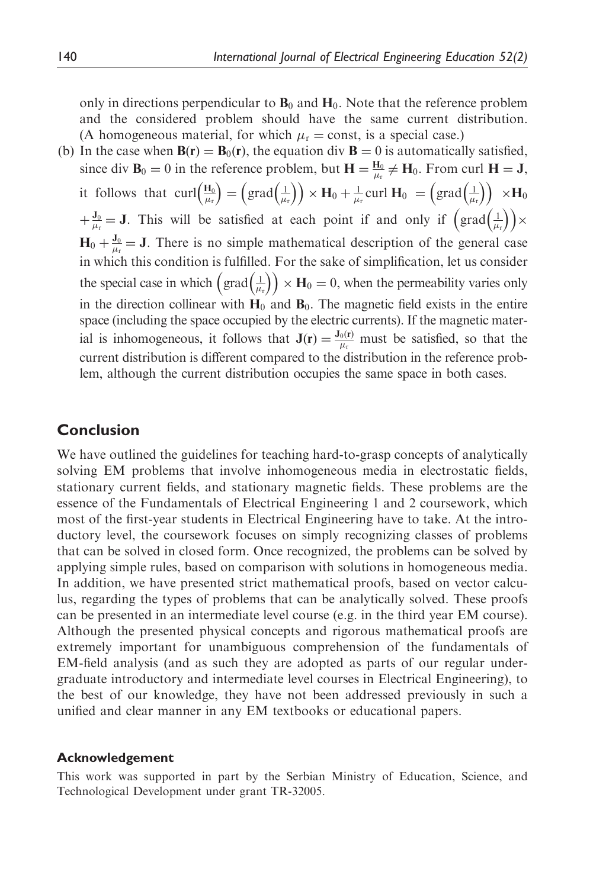only in directions perpendicular to $\mathbf{B}_0$ and $\mathbf{H}_0$. Note that the reference problem and the considered problem should have the same current distribution. (A homogeneous material, for which $\mu_r = \text{const}$, is a special case.)

(b) In the case when $\mathbf{B}(\mathbf{r}) = \mathbf{B}_0(\mathbf{r})$, the equation div $\mathbf{B} = 0$ is automatically satisfied, since div $\mathbf{B}_0 = 0$ in the reference problem, but $\mathbf{H} = \frac{\mathbf{H}_0}{\mu_r} \neq \mathbf{H}_0$. From curl $\mathbf{H} = \mathbf{J}$, it follows that $\text{curl}\left(\frac{\mathbf{H}_0}{\mu_r}\right) = \left(\text{grad}\left(\frac{1}{\mu_r}\right)\right) \times \mathbf{H}_0 + \frac{1}{\mu_r}\text{curl}\,\mathbf{H}_0 = \left(\text{grad}\left(\frac{1}{\mu_r}\right)\right) \times \mathbf{H}_0 + \frac{\mathbf{J}_0}{\mu_r} = \mathbf{J}$. This will be satisfied at each point if and only if $\left(\text{grad}\left(\frac{1}{\mu_r}\right)\right) \times \mathbf{H}_0 + \frac{\mathbf{J}_0}{\mu_r} = \mathbf{J}$. There is no simple mathematical description of the general case in which this condition is fulfilled. For the sake of simplification, let us consider the special case in which $\left(\text{grad}\left(\frac{1}{\mu_r}\right)\right) \times \mathbf{H}_0 = 0$, when the permeability varies only in the direction collinear with $\mathbf{H}_0$ and $\mathbf{B}_0$. The magnetic field exists in the entire space (including the space occupied by the electric currents). If the magnetic material is inhomogeneous, it follows that $\mathbf{J}(\mathbf{r}) = \frac{\mathbf{J}_0(\mathbf{r})}{\mu_r}$ must be satisfied, so that the current distribution is different compared to the distribution in the reference problem, although the current distribution occupies the same space in both cases.

## Conclusion

We have outlined the guidelines for teaching hard-to-grasp concepts of analytically solving EM problems that involve inhomogeneous media in electrostatic fields, stationary current fields, and stationary magnetic fields. These problems are the essence of the Fundamentals of Electrical Engineering 1 and 2 coursework, which most of the first-year students in Electrical Engineering have to take. At the introductory level, the coursework focuses on simply recognizing classes of problems that can be solved in closed form. Once recognized, the problems can be solved by applying simple rules, based on comparison with solutions in homogeneous media. In addition, we have presented strict mathematical proofs, based on vector calculus, regarding the types of problems that can be analytically solved. These proofs can be presented in an intermediate level course (e.g. in the third year EM course). Although the presented physical concepts and rigorous mathematical proofs are extremely important for unambiguous comprehension of the fundamentals of EM-field analysis (and as such they are adopted as parts of our regular undergraduate introductory and intermediate level courses in Electrical Engineering), to the best of our knowledge, they have not been addressed previously in such a unified and clear manner in any EM textbooks or educational papers.

### Acknowledgement

This work was supported in part by the Serbian Ministry of Education, Science, and Technological Development under grant TR-32005.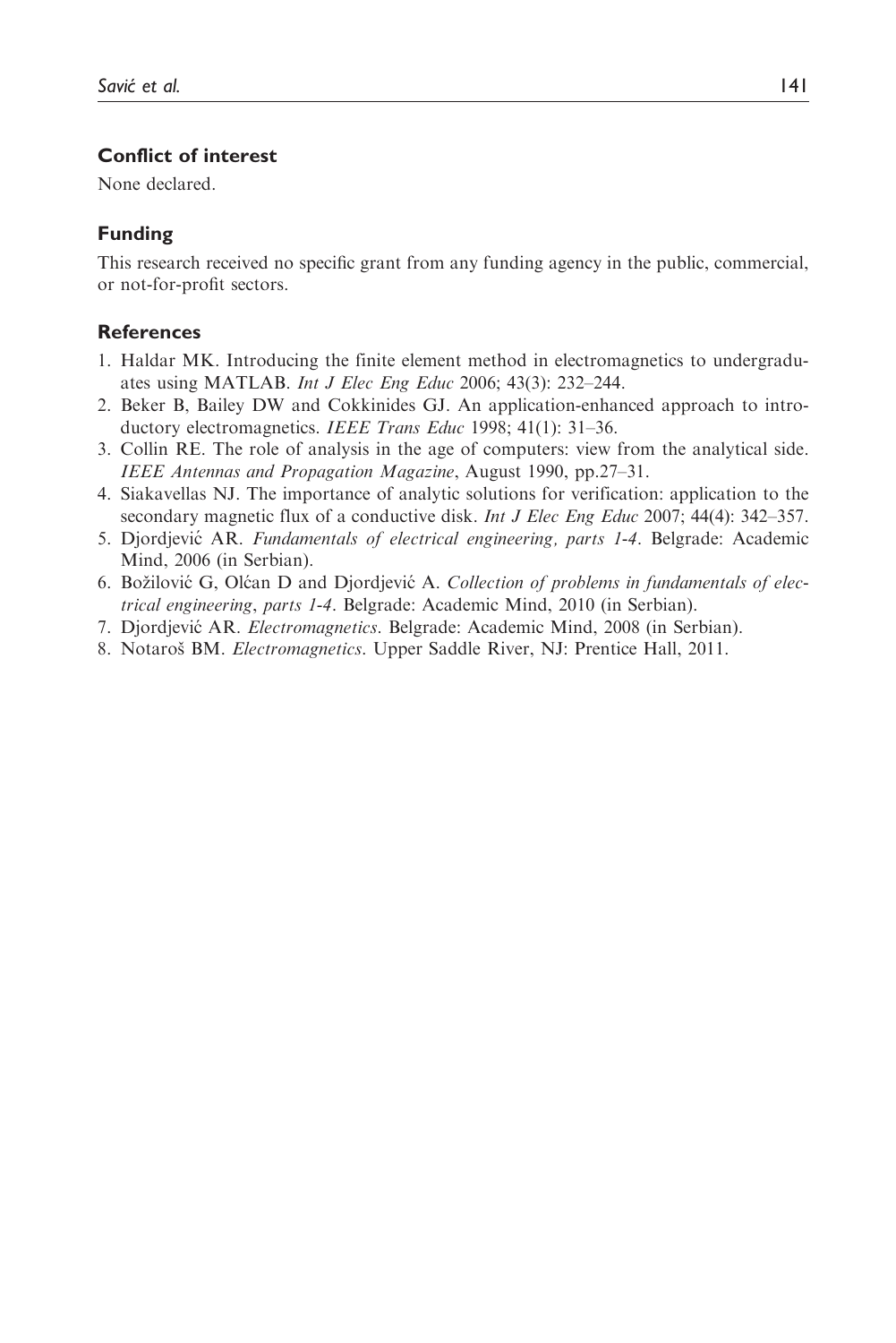## Conflict of interest

None declared.

## Funding

This research received no specific grant from any funding agency in the public, commercial, or not-for-profit sectors.

## References

1. Haldar MK. Introducing the finite element method in electromagnetics to undergraduates using MATLAB. *Int J Elec Eng Educ* 2006; 43(3): 232–244.
2. Beker B, Bailey DW and Cokkinides GJ. An application-enhanced approach to introductory electromagnetics. *IEEE Trans Educ* 1998; 41(1): 31–36.
3. Collin RE. The role of analysis in the age of computers: view from the analytical side. *IEEE Antennas and Propagation Magazine*, August 1990, pp.27–31.
4. Siakavellas NJ. The importance of analytic solutions for verification: application to the secondary magnetic flux of a conductive disk. *Int J Elec Eng Educ* 2007; 44(4): 342–357.
5. Djordjević AR. *Fundamentals of electrical engineering, parts 1-4*. Belgrade: Academic Mind, 2006 (in Serbian).
6. Božilović G, Olćan D and Djordjević A. *Collection of problems in fundamentals of electrical engineering, parts 1-4*. Belgrade: Academic Mind, 2010 (in Serbian).
7. Djordjević AR. *Electromagnetics*. Belgrade: Academic Mind, 2008 (in Serbian).
8. Notaroš BM. *Electromagnetics*. Upper Saddle River, NJ: Prentice Hall, 2011.